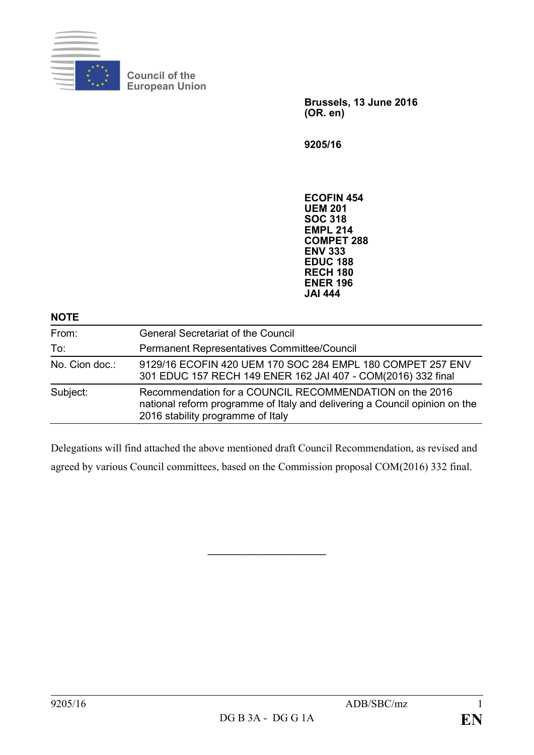Council of the European Union

**Brussels, 13 June 2016**
**(OR. en)**

**9205/16**

**ECOFIN 454**
**UEM 201**
**SOC 318**
**EMPL 214**
**COMPET 288**
**ENV 333**
**EDUC 188**
**RECH 180**
**ENER 196**
**JAI 444**

**NOTE**

| | |
|---|---|
| From: | General Secretariat of the Council |
| To: | Permanent Representatives Committee/Council |
| No. Cion doc.: | 9129/16 ECOFIN 420 UEM 170 SOC 284 EMPL 180 COMPET 257 ENV 301 EDUC 157 RECH 149 ENER 162 JAI 407 - COM(2016) 332 final |
| Subject: | Recommendation for a COUNCIL RECOMMENDATION on the 2016 national reform programme of Italy and delivering a Council opinion on the 2016 stability programme of Italy |

Delegations will find attached the above mentioned draft Council Recommendation, as revised and agreed by various Council committees, based on the Commission proposal COM(2016) 332 final.

---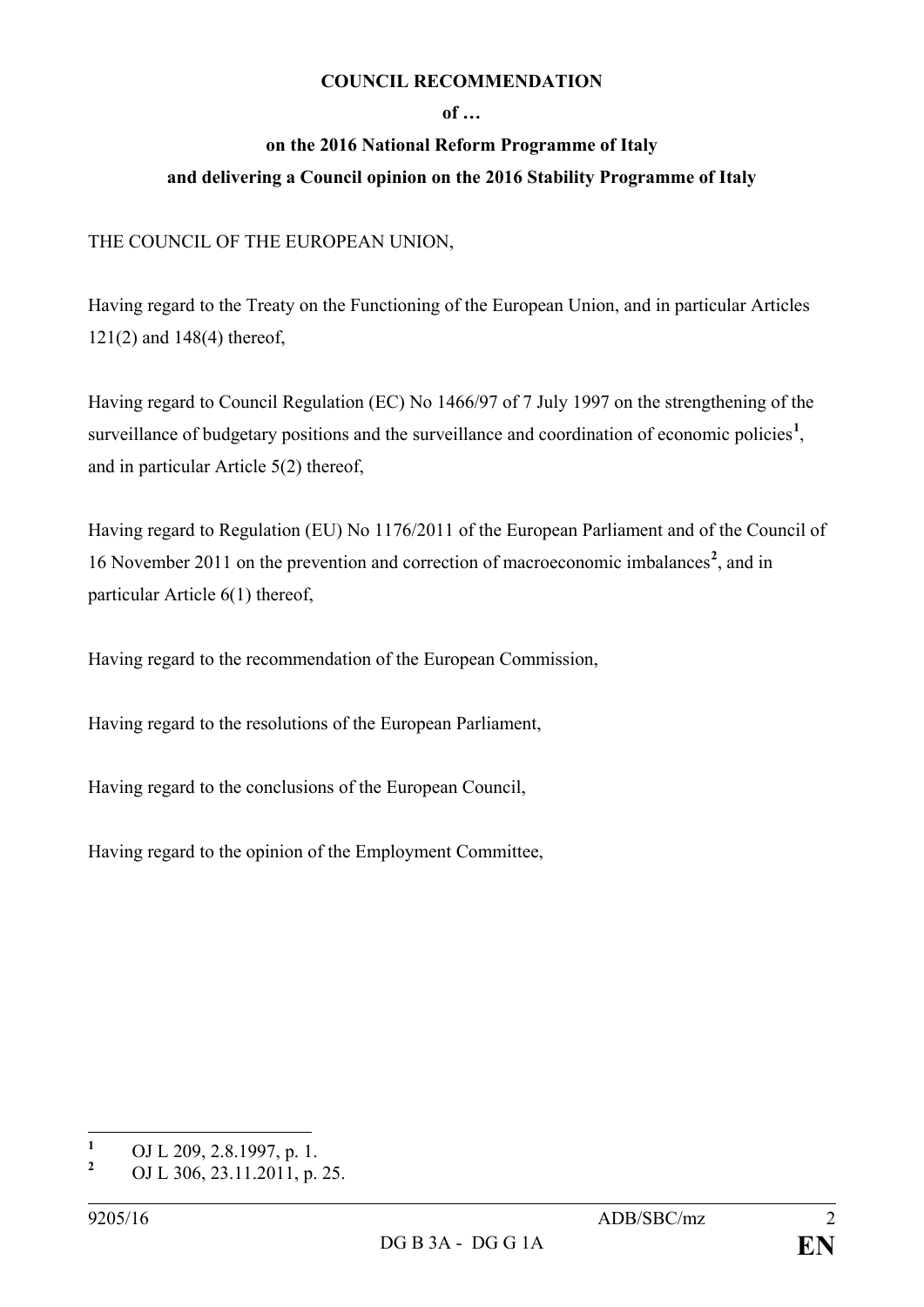**COUNCIL RECOMMENDATION**

**of …**

**on the 2016 National Reform Programme of Italy**

**and delivering a Council opinion on the 2016 Stability Programme of Italy**

THE COUNCIL OF THE EUROPEAN UNION,

Having regard to the Treaty on the Functioning of the European Union, and in particular Articles 121(2) and 148(4) thereof,

Having regard to Council Regulation (EC) No 1466/97 of 7 July 1997 on the strengthening of the surveillance of budgetary positions and the surveillance and coordination of economic policies[1], and in particular Article 5(2) thereof,

Having regard to Regulation (EU) No 1176/2011 of the European Parliament and of the Council of 16 November 2011 on the prevention and correction of macroeconomic imbalances[2], and in particular Article 6(1) thereof,

Having regard to the recommendation of the European Commission,

Having regard to the resolutions of the European Parliament,

Having regard to the conclusions of the European Council,

Having regard to the opinion of the Employment Committee,

---

[1] OJ L 209, 2.8.1997, p. 1.

[2] OJ L 306, 23.11.2011, p. 25.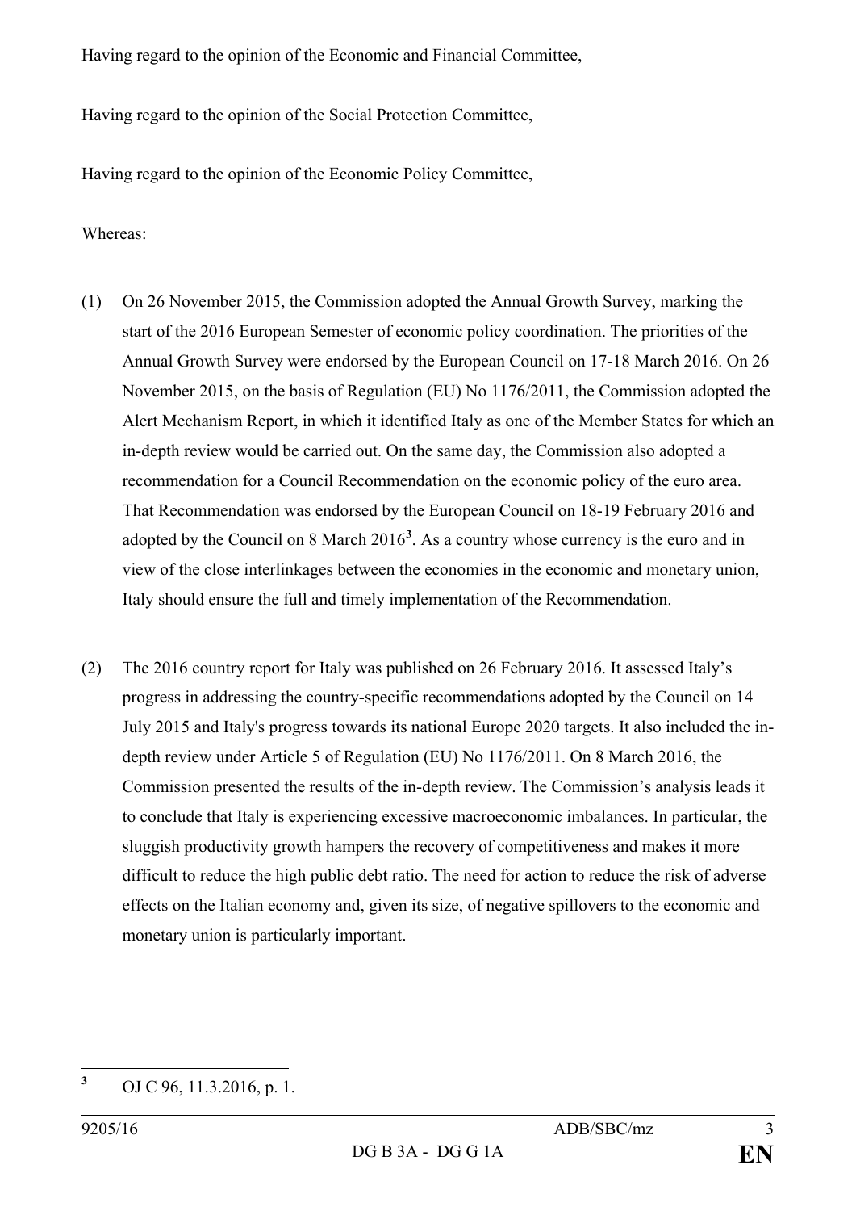Having regard to the opinion of the Economic and Financial Committee,

Having regard to the opinion of the Social Protection Committee,

Having regard to the opinion of the Economic Policy Committee,

Whereas:

(1) On 26 November 2015, the Commission adopted the Annual Growth Survey, marking the start of the 2016 European Semester of economic policy coordination. The priorities of the Annual Growth Survey were endorsed by the European Council on 17-18 March 2016. On 26 November 2015, on the basis of Regulation (EU) No 1176/2011, the Commission adopted the Alert Mechanism Report, in which it identified Italy as one of the Member States for which an in-depth review would be carried out. On the same day, the Commission also adopted a recommendation for a Council Recommendation on the economic policy of the euro area. That Recommendation was endorsed by the European Council on 18-19 February 2016 and adopted by the Council on 8 March 2016[3]. As a country whose currency is the euro and in view of the close interlinkages between the economies in the economic and monetary union, Italy should ensure the full and timely implementation of the Recommendation.

(2) The 2016 country report for Italy was published on 26 February 2016. It assessed Italy's progress in addressing the country-specific recommendations adopted by the Council on 14 July 2015 and Italy's progress towards its national Europe 2020 targets. It also included the in-depth review under Article 5 of Regulation (EU) No 1176/2011. On 8 March 2016, the Commission presented the results of the in-depth review. The Commission's analysis leads it to conclude that Italy is experiencing excessive macroeconomic imbalances. In particular, the sluggish productivity growth hampers the recovery of competitiveness and makes it more difficult to reduce the high public debt ratio. The need for action to reduce the risk of adverse effects on the Italian economy and, given its size, of negative spillovers to the economic and monetary union is particularly important.

---

[3] OJ C 96, 11.3.2016, p. 1.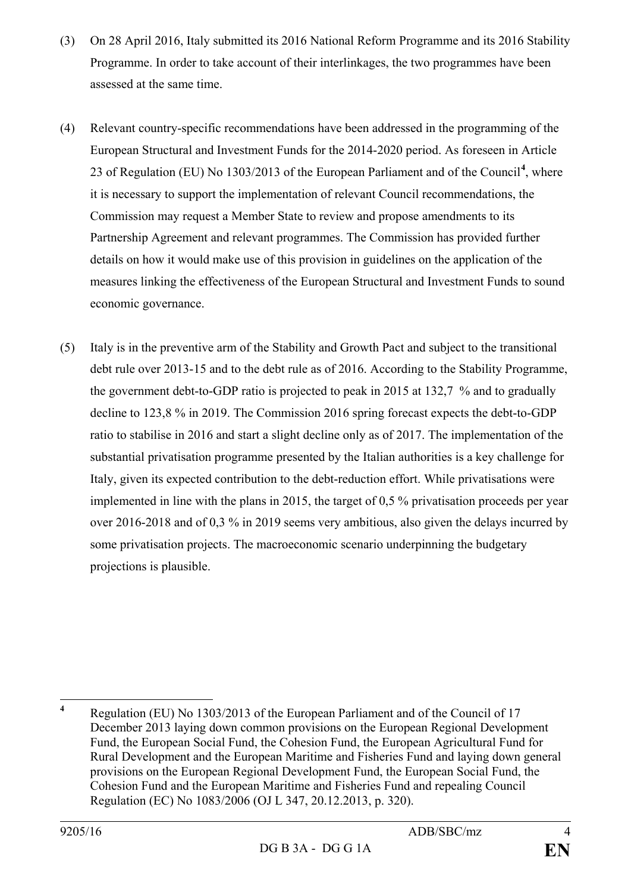(3) On 28 April 2016, Italy submitted its 2016 National Reform Programme and its 2016 Stability Programme. In order to take account of their interlinkages, the two programmes have been assessed at the same time.

(4) Relevant country-specific recommendations have been addressed in the programming of the European Structural and Investment Funds for the 2014-2020 period. As foreseen in Article 23 of Regulation (EU) No 1303/2013 of the European Parliament and of the Council[4], where it is necessary to support the implementation of relevant Council recommendations, the Commission may request a Member State to review and propose amendments to its Partnership Agreement and relevant programmes. The Commission has provided further details on how it would make use of this provision in guidelines on the application of the measures linking the effectiveness of the European Structural and Investment Funds to sound economic governance.

(5) Italy is in the preventive arm of the Stability and Growth Pact and subject to the transitional debt rule over 2013-15 and to the debt rule as of 2016. According to the Stability Programme, the government debt-to-GDP ratio is projected to peak in 2015 at 132,7 % and to gradually decline to 123,8 % in 2019. The Commission 2016 spring forecast expects the debt-to-GDP ratio to stabilise in 2016 and start a slight decline only as of 2017. The implementation of the substantial privatisation programme presented by the Italian authorities is a key challenge for Italy, given its expected contribution to the debt-reduction effort. While privatisations were implemented in line with the plans in 2015, the target of 0,5 % privatisation proceeds per year over 2016-2018 and of 0,3 % in 2019 seems very ambitious, also given the delays incurred by some privatisation projects. The macroeconomic scenario underpinning the budgetary projections is plausible.

---

[4] Regulation (EU) No 1303/2013 of the European Parliament and of the Council of 17 December 2013 laying down common provisions on the European Regional Development Fund, the European Social Fund, the Cohesion Fund, the European Agricultural Fund for Rural Development and the European Maritime and Fisheries Fund and laying down general provisions on the European Regional Development Fund, the European Social Fund, the Cohesion Fund and the European Maritime and Fisheries Fund and repealing Council Regulation (EC) No 1083/2006 (OJ L 347, 20.12.2013, p. 320).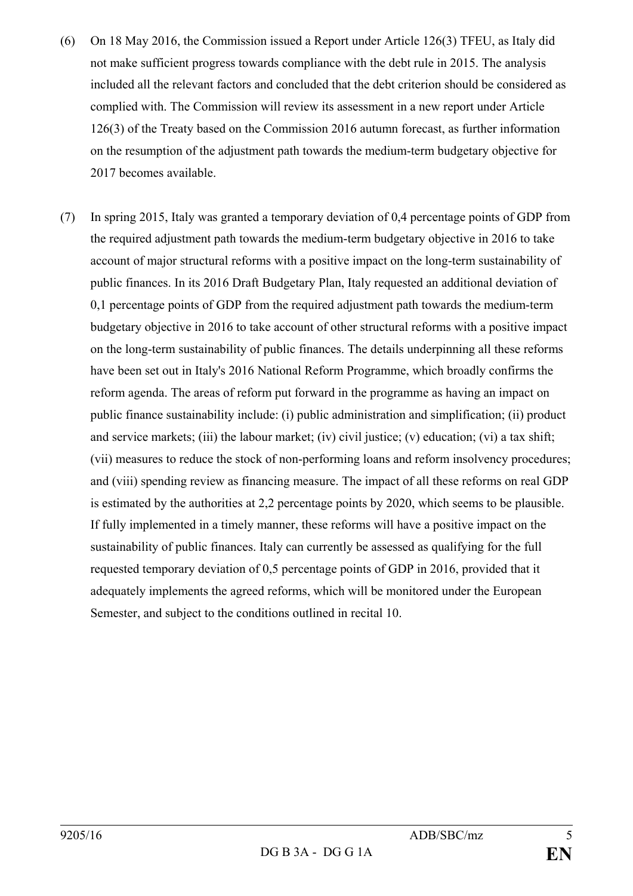(6) On 18 May 2016, the Commission issued a Report under Article 126(3) TFEU, as Italy did not make sufficient progress towards compliance with the debt rule in 2015. The analysis included all the relevant factors and concluded that the debt criterion should be considered as complied with. The Commission will review its assessment in a new report under Article 126(3) of the Treaty based on the Commission 2016 autumn forecast, as further information on the resumption of the adjustment path towards the medium-term budgetary objective for 2017 becomes available.

(7) In spring 2015, Italy was granted a temporary deviation of 0,4 percentage points of GDP from the required adjustment path towards the medium-term budgetary objective in 2016 to take account of major structural reforms with a positive impact on the long-term sustainability of public finances. In its 2016 Draft Budgetary Plan, Italy requested an additional deviation of 0,1 percentage points of GDP from the required adjustment path towards the medium-term budgetary objective in 2016 to take account of other structural reforms with a positive impact on the long-term sustainability of public finances. The details underpinning all these reforms have been set out in Italy's 2016 National Reform Programme, which broadly confirms the reform agenda. The areas of reform put forward in the programme as having an impact on public finance sustainability include: (i) public administration and simplification; (ii) product and service markets; (iii) the labour market; (iv) civil justice; (v) education; (vi) a tax shift; (vii) measures to reduce the stock of non-performing loans and reform insolvency procedures; and (viii) spending review as financing measure. The impact of all these reforms on real GDP is estimated by the authorities at 2,2 percentage points by 2020, which seems to be plausible. If fully implemented in a timely manner, these reforms will have a positive impact on the sustainability of public finances. Italy can currently be assessed as qualifying for the full requested temporary deviation of 0,5 percentage points of GDP in 2016, provided that it adequately implements the agreed reforms, which will be monitored under the European Semester, and subject to the conditions outlined in recital 10.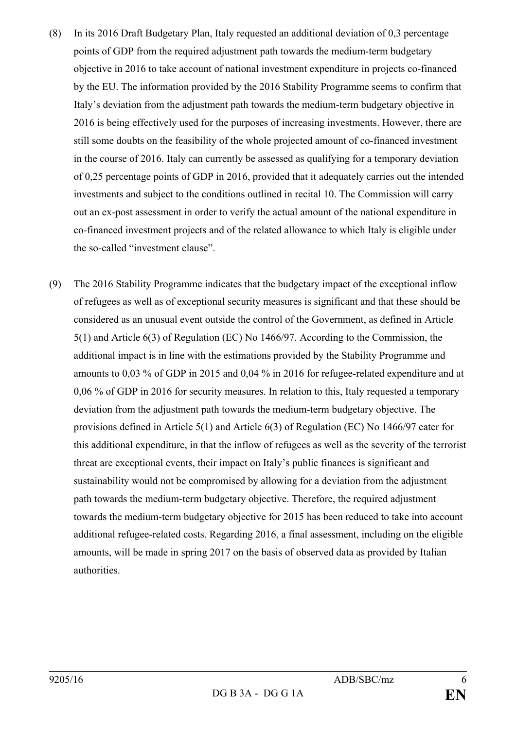(8) In its 2016 Draft Budgetary Plan, Italy requested an additional deviation of 0,3 percentage points of GDP from the required adjustment path towards the medium-term budgetary objective in 2016 to take account of national investment expenditure in projects co-financed by the EU. The information provided by the 2016 Stability Programme seems to confirm that Italy's deviation from the adjustment path towards the medium-term budgetary objective in 2016 is being effectively used for the purposes of increasing investments. However, there are still some doubts on the feasibility of the whole projected amount of co-financed investment in the course of 2016. Italy can currently be assessed as qualifying for a temporary deviation of 0,25 percentage points of GDP in 2016, provided that it adequately carries out the intended investments and subject to the conditions outlined in recital 10. The Commission will carry out an ex-post assessment in order to verify the actual amount of the national expenditure in co-financed investment projects and of the related allowance to which Italy is eligible under the so-called "investment clause".

(9) The 2016 Stability Programme indicates that the budgetary impact of the exceptional inflow of refugees as well as of exceptional security measures is significant and that these should be considered as an unusual event outside the control of the Government, as defined in Article 5(1) and Article 6(3) of Regulation (EC) No 1466/97. According to the Commission, the additional impact is in line with the estimations provided by the Stability Programme and amounts to 0,03 % of GDP in 2015 and 0,04 % in 2016 for refugee-related expenditure and at 0,06 % of GDP in 2016 for security measures. In relation to this, Italy requested a temporary deviation from the adjustment path towards the medium-term budgetary objective. The provisions defined in Article 5(1) and Article 6(3) of Regulation (EC) No 1466/97 cater for this additional expenditure, in that the inflow of refugees as well as the severity of the terrorist threat are exceptional events, their impact on Italy's public finances is significant and sustainability would not be compromised by allowing for a deviation from the adjustment path towards the medium-term budgetary objective. Therefore, the required adjustment towards the medium-term budgetary objective for 2015 has been reduced to take into account additional refugee-related costs. Regarding 2016, a final assessment, including on the eligible amounts, will be made in spring 2017 on the basis of observed data as provided by Italian authorities.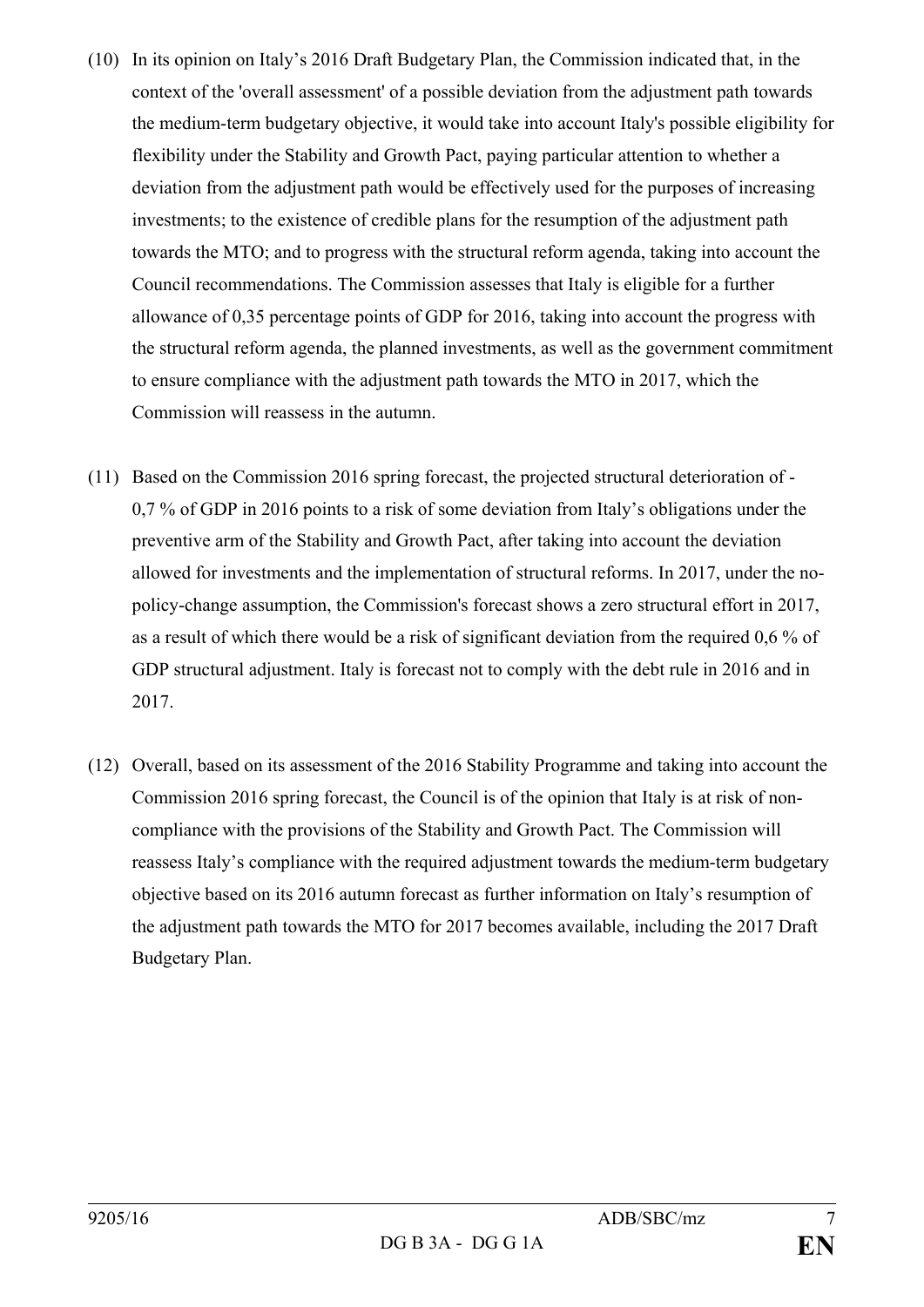(10) In its opinion on Italy's 2016 Draft Budgetary Plan, the Commission indicated that, in the context of the 'overall assessment' of a possible deviation from the adjustment path towards the medium-term budgetary objective, it would take into account Italy's possible eligibility for flexibility under the Stability and Growth Pact, paying particular attention to whether a deviation from the adjustment path would be effectively used for the purposes of increasing investments; to the existence of credible plans for the resumption of the adjustment path towards the MTO; and to progress with the structural reform agenda, taking into account the Council recommendations. The Commission assesses that Italy is eligible for a further allowance of 0,35 percentage points of GDP for 2016, taking into account the progress with the structural reform agenda, the planned investments, as well as the government commitment to ensure compliance with the adjustment path towards the MTO in 2017, which the Commission will reassess in the autumn.

(11) Based on the Commission 2016 spring forecast, the projected structural deterioration of -0,7 % of GDP in 2016 points to a risk of some deviation from Italy's obligations under the preventive arm of the Stability and Growth Pact, after taking into account the deviation allowed for investments and the implementation of structural reforms. In 2017, under the no-policy-change assumption, the Commission's forecast shows a zero structural effort in 2017, as a result of which there would be a risk of significant deviation from the required 0,6 % of GDP structural adjustment. Italy is forecast not to comply with the debt rule in 2016 and in 2017.

(12) Overall, based on its assessment of the 2016 Stability Programme and taking into account the Commission 2016 spring forecast, the Council is of the opinion that Italy is at risk of non-compliance with the provisions of the Stability and Growth Pact. The Commission will reassess Italy's compliance with the required adjustment towards the medium-term budgetary objective based on its 2016 autumn forecast as further information on Italy's resumption of the adjustment path towards the MTO for 2017 becomes available, including the 2017 Draft Budgetary Plan.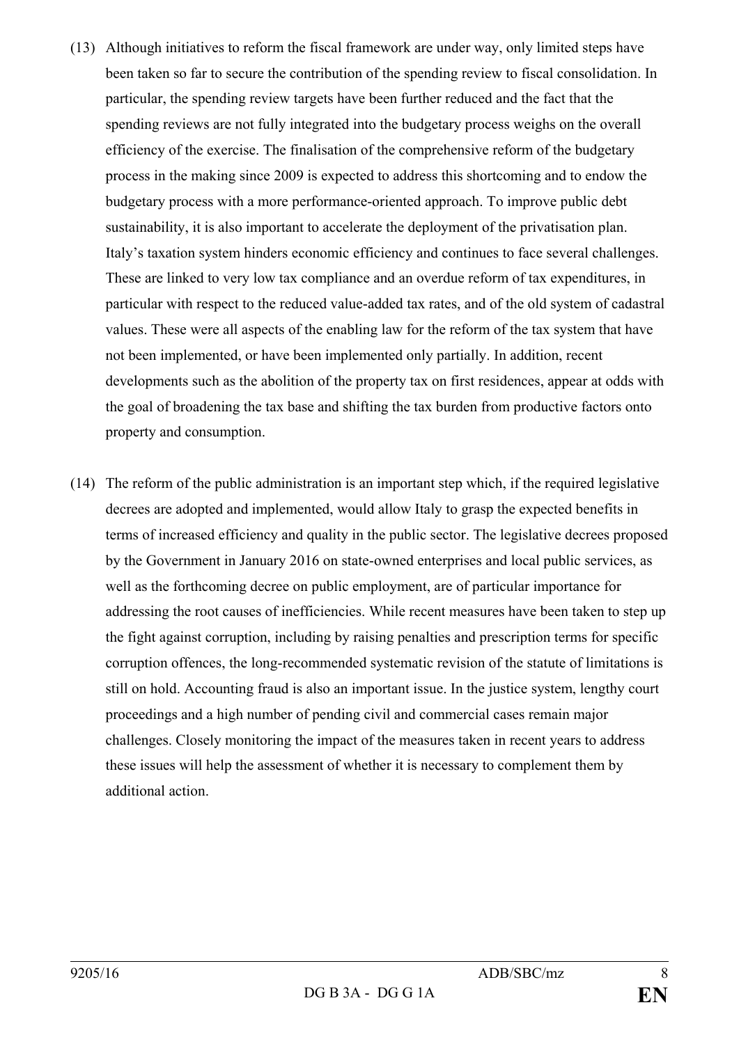(13) Although initiatives to reform the fiscal framework are under way, only limited steps have been taken so far to secure the contribution of the spending review to fiscal consolidation. In particular, the spending review targets have been further reduced and the fact that the spending reviews are not fully integrated into the budgetary process weighs on the overall efficiency of the exercise. The finalisation of the comprehensive reform of the budgetary process in the making since 2009 is expected to address this shortcoming and to endow the budgetary process with a more performance-oriented approach. To improve public debt sustainability, it is also important to accelerate the deployment of the privatisation plan. Italy's taxation system hinders economic efficiency and continues to face several challenges. These are linked to very low tax compliance and an overdue reform of tax expenditures, in particular with respect to the reduced value-added tax rates, and of the old system of cadastral values. These were all aspects of the enabling law for the reform of the tax system that have not been implemented, or have been implemented only partially. In addition, recent developments such as the abolition of the property tax on first residences, appear at odds with the goal of broadening the tax base and shifting the tax burden from productive factors onto property and consumption.

(14) The reform of the public administration is an important step which, if the required legislative decrees are adopted and implemented, would allow Italy to grasp the expected benefits in terms of increased efficiency and quality in the public sector. The legislative decrees proposed by the Government in January 2016 on state-owned enterprises and local public services, as well as the forthcoming decree on public employment, are of particular importance for addressing the root causes of inefficiencies. While recent measures have been taken to step up the fight against corruption, including by raising penalties and prescription terms for specific corruption offences, the long-recommended systematic revision of the statute of limitations is still on hold. Accounting fraud is also an important issue. In the justice system, lengthy court proceedings and a high number of pending civil and commercial cases remain major challenges. Closely monitoring the impact of the measures taken in recent years to address these issues will help the assessment of whether it is necessary to complement them by additional action.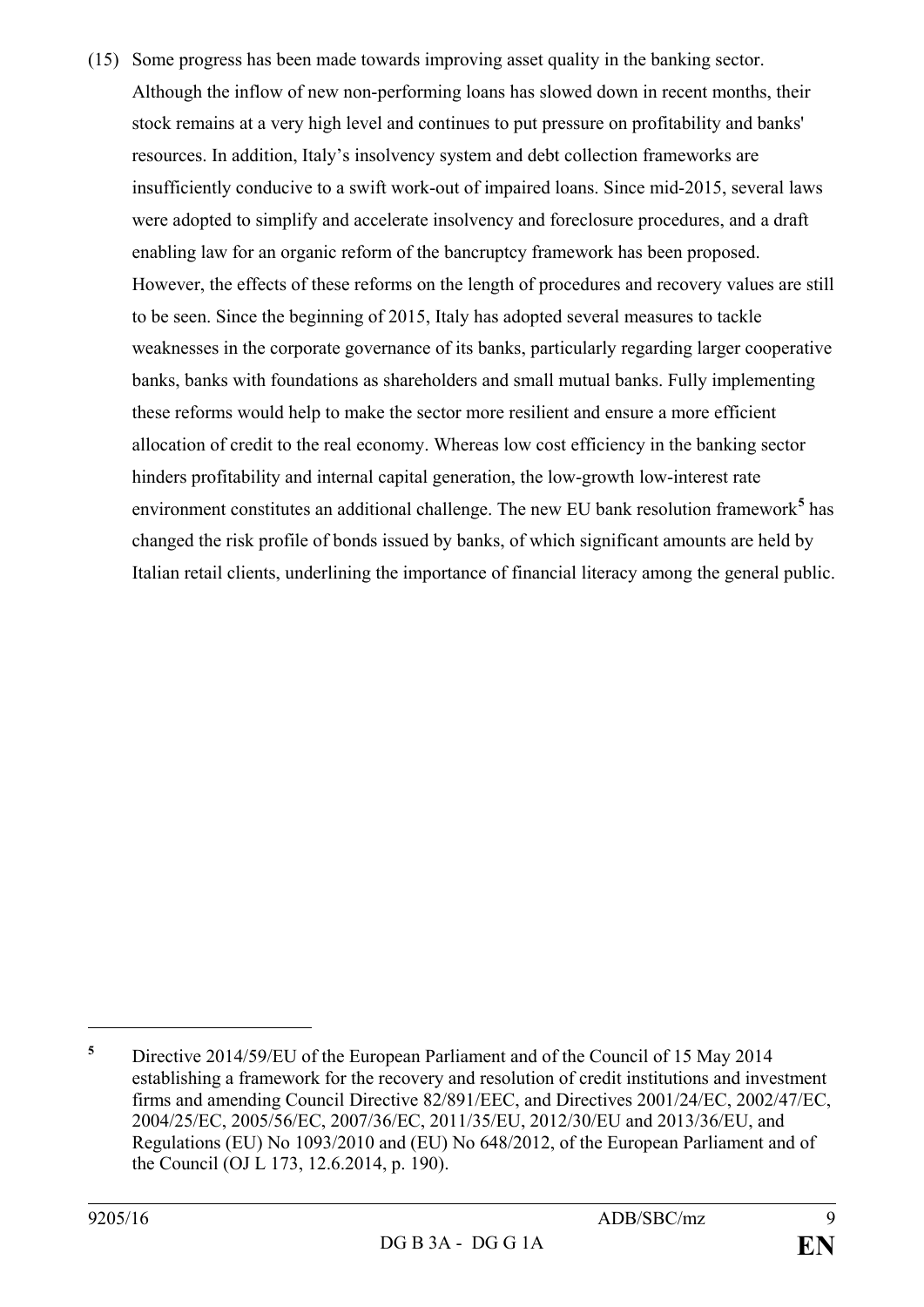(15) Some progress has been made towards improving asset quality in the banking sector. Although the inflow of new non-performing loans has slowed down in recent months, their stock remains at a very high level and continues to put pressure on profitability and banks' resources. In addition, Italy's insolvency system and debt collection frameworks are insufficiently conducive to a swift work-out of impaired loans. Since mid-2015, several laws were adopted to simplify and accelerate insolvency and foreclosure procedures, and a draft enabling law for an organic reform of the bancruptcy framework has been proposed. However, the effects of these reforms on the length of procedures and recovery values are still to be seen. Since the beginning of 2015, Italy has adopted several measures to tackle weaknesses in the corporate governance of its banks, particularly regarding larger cooperative banks, banks with foundations as shareholders and small mutual banks. Fully implementing these reforms would help to make the sector more resilient and ensure a more efficient allocation of credit to the real economy. Whereas low cost efficiency in the banking sector hinders profitability and internal capital generation, the low-growth low-interest rate environment constitutes an additional challenge. The new EU bank resolution framework[5] has changed the risk profile of bonds issued by banks, of which significant amounts are held by Italian retail clients, underlining the importance of financial literacy among the general public.

---

[5] Directive 2014/59/EU of the European Parliament and of the Council of 15 May 2014 establishing a framework for the recovery and resolution of credit institutions and investment firms and amending Council Directive 82/891/EEC, and Directives 2001/24/EC, 2002/47/EC, 2004/25/EC, 2005/56/EC, 2007/36/EC, 2011/35/EU, 2012/30/EU and 2013/36/EU, and Regulations (EU) No 1093/2010 and (EU) No 648/2012, of the European Parliament and of the Council (OJ L 173, 12.6.2014, p. 190).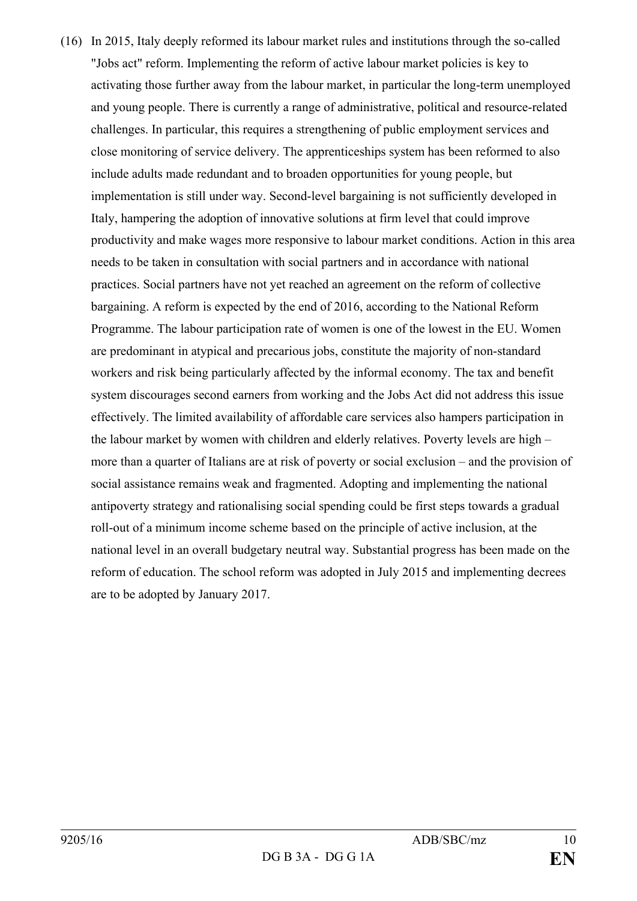(16) In 2015, Italy deeply reformed its labour market rules and institutions through the so-called "Jobs act" reform. Implementing the reform of active labour market policies is key to activating those further away from the labour market, in particular the long-term unemployed and young people. There is currently a range of administrative, political and resource-related challenges. In particular, this requires a strengthening of public employment services and close monitoring of service delivery. The apprenticeships system has been reformed to also include adults made redundant and to broaden opportunities for young people, but implementation is still under way. Second-level bargaining is not sufficiently developed in Italy, hampering the adoption of innovative solutions at firm level that could improve productivity and make wages more responsive to labour market conditions. Action in this area needs to be taken in consultation with social partners and in accordance with national practices. Social partners have not yet reached an agreement on the reform of collective bargaining. A reform is expected by the end of 2016, according to the National Reform Programme. The labour participation rate of women is one of the lowest in the EU. Women are predominant in atypical and precarious jobs, constitute the majority of non-standard workers and risk being particularly affected by the informal economy. The tax and benefit system discourages second earners from working and the Jobs Act did not address this issue effectively. The limited availability of affordable care services also hampers participation in the labour market by women with children and elderly relatives. Poverty levels are high – more than a quarter of Italians are at risk of poverty or social exclusion – and the provision of social assistance remains weak and fragmented. Adopting and implementing the national antipoverty strategy and rationalising social spending could be first steps towards a gradual roll-out of a minimum income scheme based on the principle of active inclusion, at the national level in an overall budgetary neutral way. Substantial progress has been made on the reform of education. The school reform was adopted in July 2015 and implementing decrees are to be adopted by January 2017.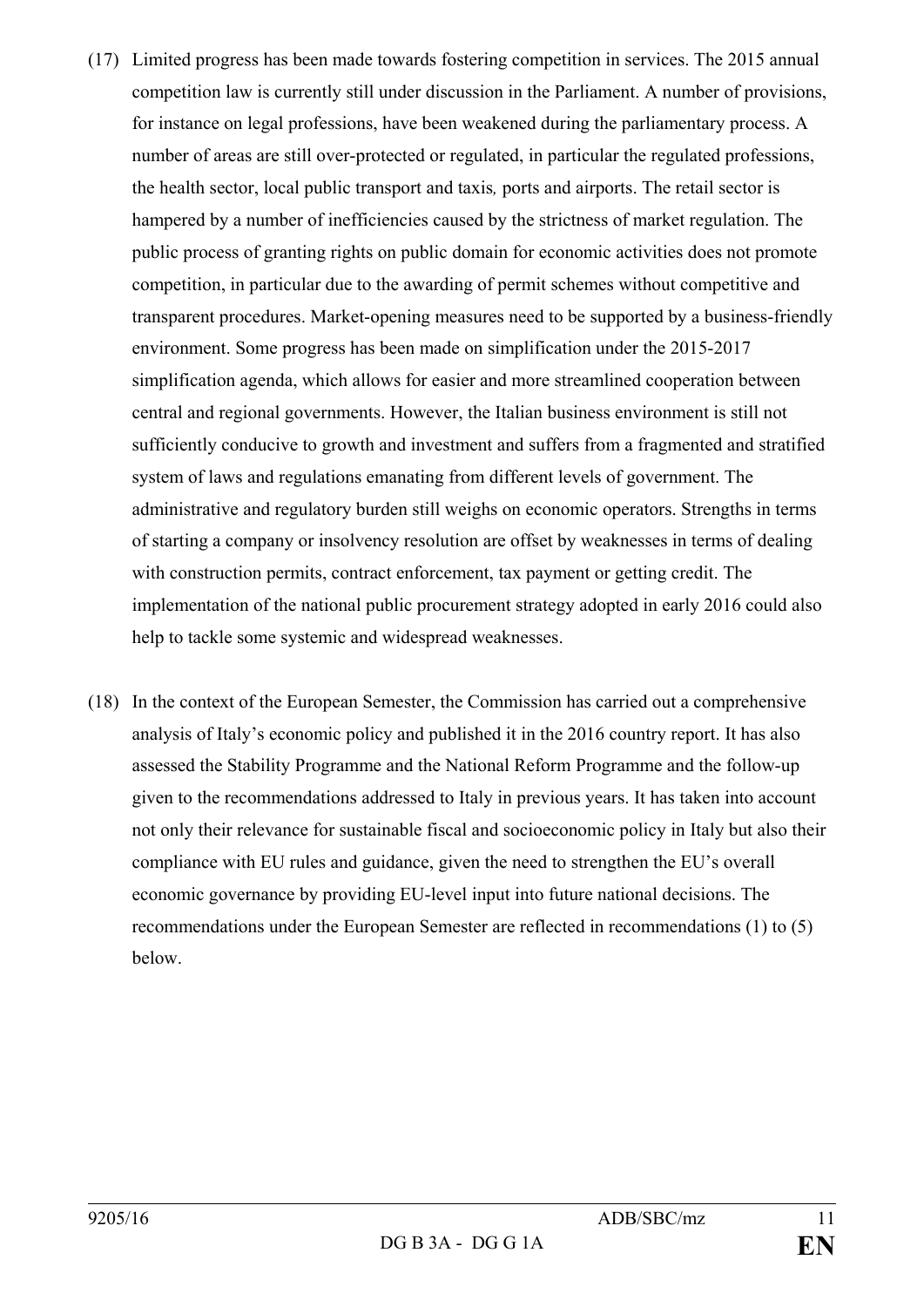(17) Limited progress has been made towards fostering competition in services. The 2015 annual competition law is currently still under discussion in the Parliament. A number of provisions, for instance on legal professions, have been weakened during the parliamentary process. A number of areas are still over-protected or regulated, in particular the regulated professions, the health sector, local public transport and taxis*,* ports and airports. The retail sector is hampered by a number of inefficiencies caused by the strictness of market regulation. The public process of granting rights on public domain for economic activities does not promote competition, in particular due to the awarding of permit schemes without competitive and transparent procedures. Market-opening measures need to be supported by a business-friendly environment. Some progress has been made on simplification under the 2015-2017 simplification agenda, which allows for easier and more streamlined cooperation between central and regional governments. However, the Italian business environment is still not sufficiently conducive to growth and investment and suffers from a fragmented and stratified system of laws and regulations emanating from different levels of government. The administrative and regulatory burden still weighs on economic operators. Strengths in terms of starting a company or insolvency resolution are offset by weaknesses in terms of dealing with construction permits, contract enforcement, tax payment or getting credit. The implementation of the national public procurement strategy adopted in early 2016 could also help to tackle some systemic and widespread weaknesses.

(18) In the context of the European Semester, the Commission has carried out a comprehensive analysis of Italy's economic policy and published it in the 2016 country report. It has also assessed the Stability Programme and the National Reform Programme and the follow-up given to the recommendations addressed to Italy in previous years. It has taken into account not only their relevance for sustainable fiscal and socioeconomic policy in Italy but also their compliance with EU rules and guidance, given the need to strengthen the EU's overall economic governance by providing EU-level input into future national decisions. The recommendations under the European Semester are reflected in recommendations (1) to (5) below.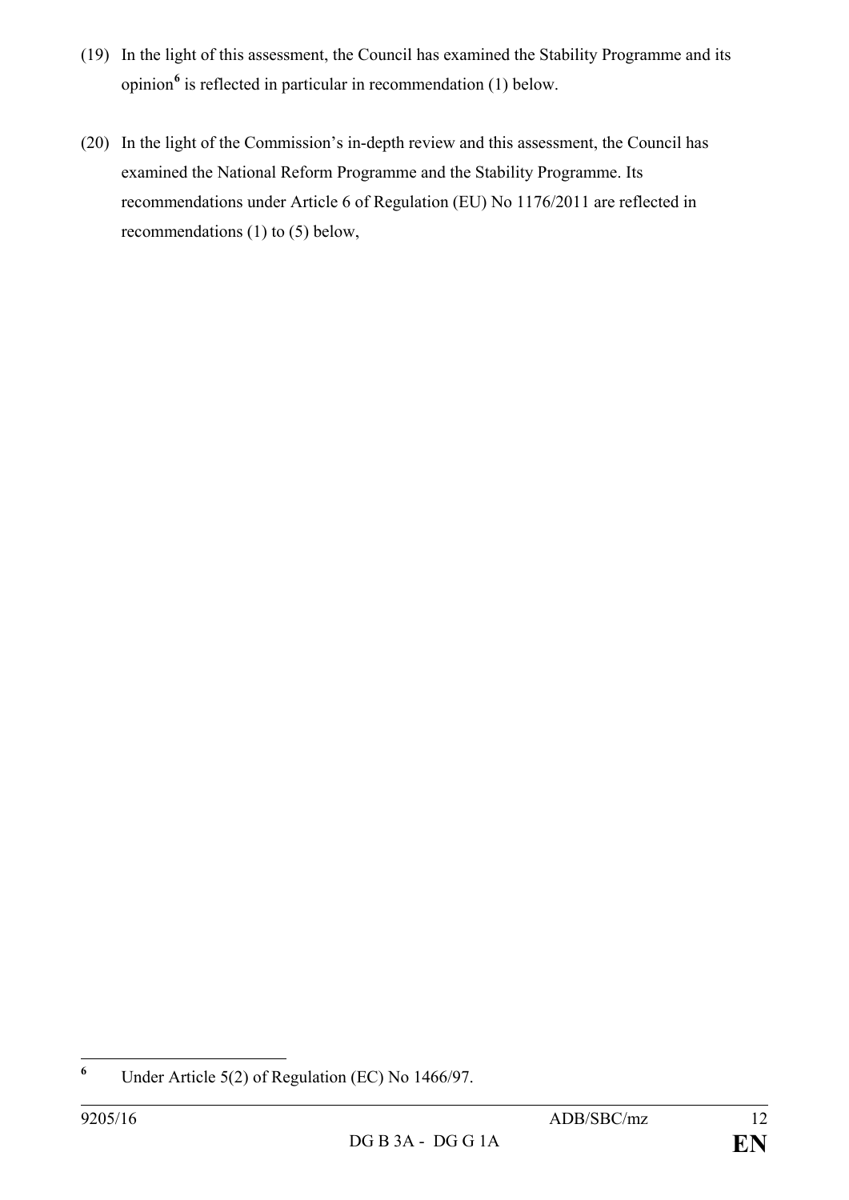(19) In the light of this assessment, the Council has examined the Stability Programme and its opinion[6] is reflected in particular in recommendation (1) below.

(20) In the light of the Commission's in-depth review and this assessment, the Council has examined the National Reform Programme and the Stability Programme. Its recommendations under Article 6 of Regulation (EU) No 1176/2011 are reflected in recommendations (1) to (5) below,

---

[6] Under Article 5(2) of Regulation (EC) No 1466/97.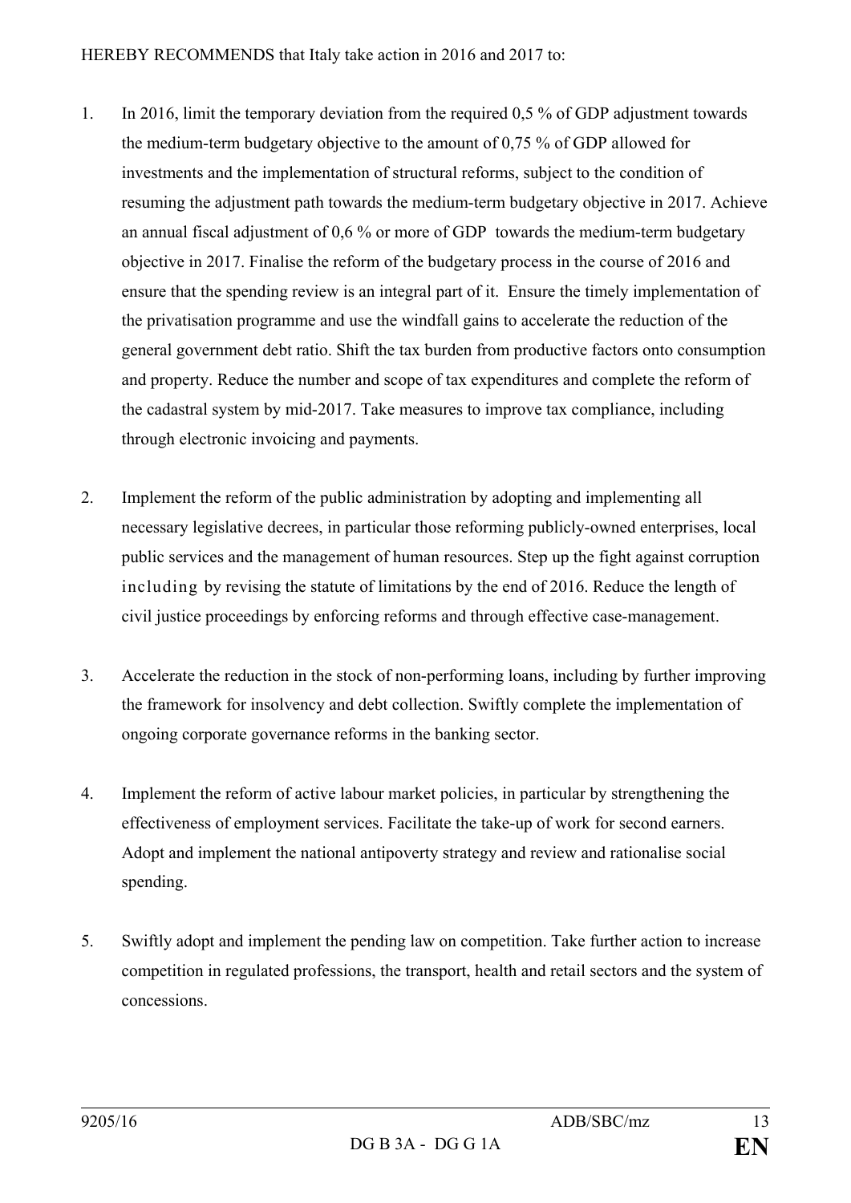HEREBY RECOMMENDS that Italy take action in 2016 and 2017 to:

1. In 2016, limit the temporary deviation from the required 0,5 % of GDP adjustment towards the medium-term budgetary objective to the amount of 0,75 % of GDP allowed for investments and the implementation of structural reforms, subject to the condition of resuming the adjustment path towards the medium-term budgetary objective in 2017. Achieve an annual fiscal adjustment of 0,6 % or more of GDP towards the medium-term budgetary objective in 2017. Finalise the reform of the budgetary process in the course of 2016 and ensure that the spending review is an integral part of it. Ensure the timely implementation of the privatisation programme and use the windfall gains to accelerate the reduction of the general government debt ratio. Shift the tax burden from productive factors onto consumption and property. Reduce the number and scope of tax expenditures and complete the reform of the cadastral system by mid-2017. Take measures to improve tax compliance, including through electronic invoicing and payments.

2. Implement the reform of the public administration by adopting and implementing all necessary legislative decrees, in particular those reforming publicly-owned enterprises, local public services and the management of human resources. Step up the fight against corruption including by revising the statute of limitations by the end of 2016. Reduce the length of civil justice proceedings by enforcing reforms and through effective case-management.

3. Accelerate the reduction in the stock of non-performing loans, including by further improving the framework for insolvency and debt collection. Swiftly complete the implementation of ongoing corporate governance reforms in the banking sector.

4. Implement the reform of active labour market policies, in particular by strengthening the effectiveness of employment services. Facilitate the take-up of work for second earners. Adopt and implement the national antipoverty strategy and review and rationalise social spending.

5. Swiftly adopt and implement the pending law on competition. Take further action to increase competition in regulated professions, the transport, health and retail sectors and the system of concessions.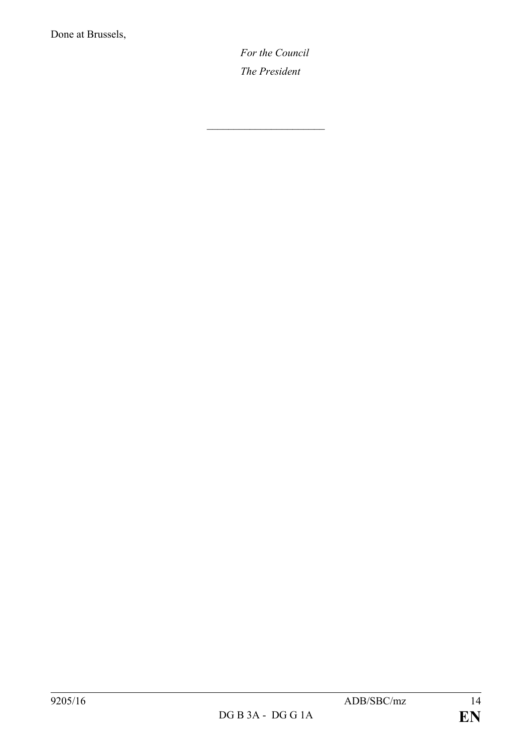Done at Brussels,

*For the Council*

*The President*

---